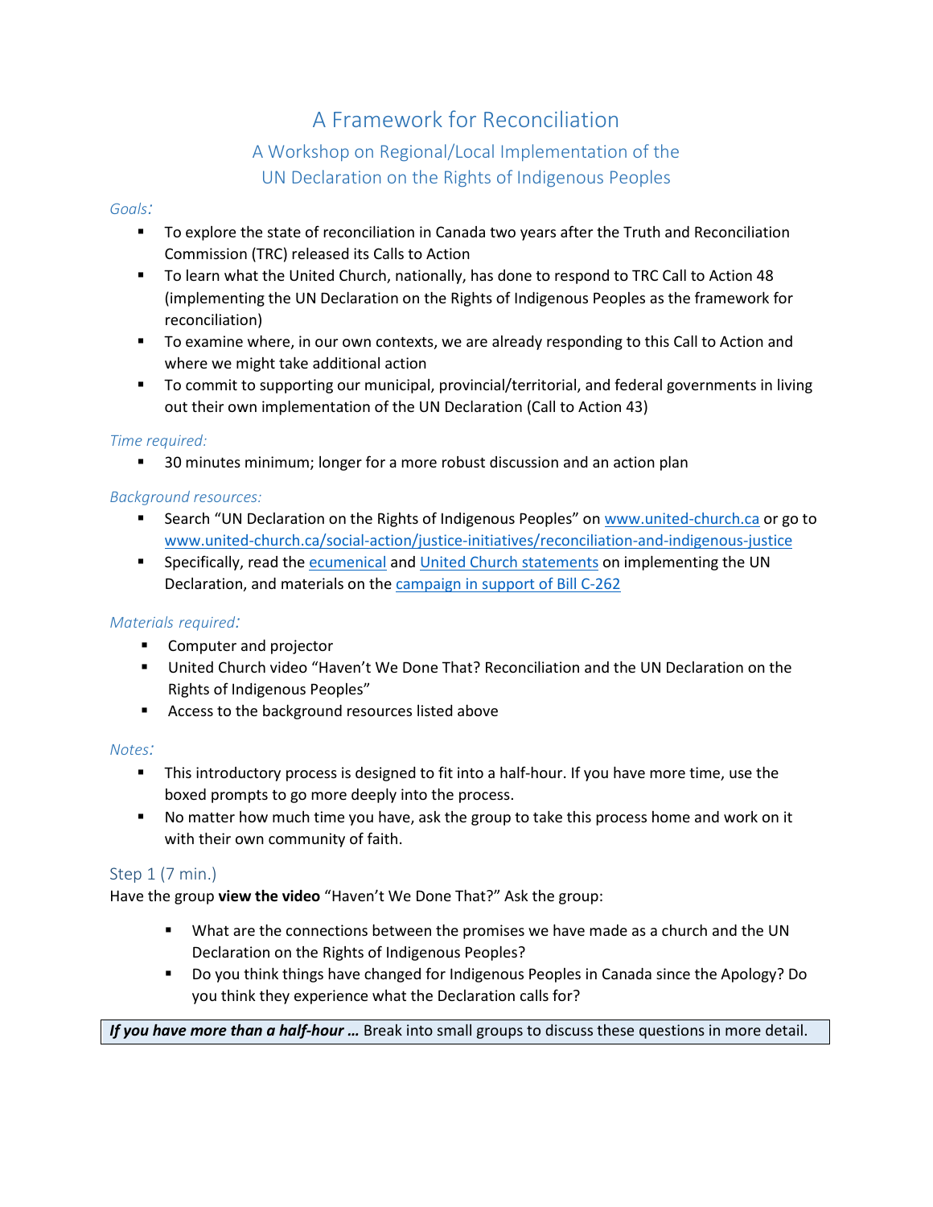# A Framework for Reconciliation

## A Workshop on Regional/Local Implementation of the UN Declaration on the Rights of Indigenous Peoples

*Goals:*

- To explore the state of reconciliation in Canada two years after the Truth and Reconciliation Commission (TRC) released its Calls to Action
- To learn what the United Church, nationally, has done to respond to TRC Call to Action 48 (implementing the UN Declaration on the Rights of Indigenous Peoples as the framework for reconciliation)
- To examine where, in our own contexts, we are already responding to this Call to Action and where we might take additional action
- To commit to supporting our municipal, provincial/territorial, and federal governments in living out their own implementation of the UN Declaration (Call to Action 43)

*Time required:*

- 30 minutes minimum; longer for a more robust discussion and an action plan

*Background resources:*

- Search "UN Declaration on the Rights of Indigenous Peoples" on www.united-church.ca or go to www.united-church.ca/social-action/justice-initiatives/reconciliation-and-indigenous-justice
- Specifically, read the ecumenical and United Church statements on implementing the UN Declaration, and materials on the campaign in support of Bill C-262

*Materials required:*

- Computer and projector
- United Church video "Haven't We Done That? Reconciliation and the UN Declaration on the Rights of Indigenous Peoples"
- Access to the background resources listed above

*Notes:*

- This introductory process is designed to fit into a half-hour. If you have more time, use the boxed prompts to go more deeply into the process.
- No matter how much time you have, ask the group to take this process home and work on it with their own community of faith.

### Step 1 (7 min.)

Have the group **view the video** "Haven't We Done That?" Ask the group:

- What are the connections between the promises we have made as a church and the UN Declaration on the Rights of Indigenous Peoples?
- Do you think things have changed for Indigenous Peoples in Canada since the Apology? Do you think they experience what the Declaration calls for?

***If you have more than a half-hour …*** Break into small groups to discuss these questions in more detail.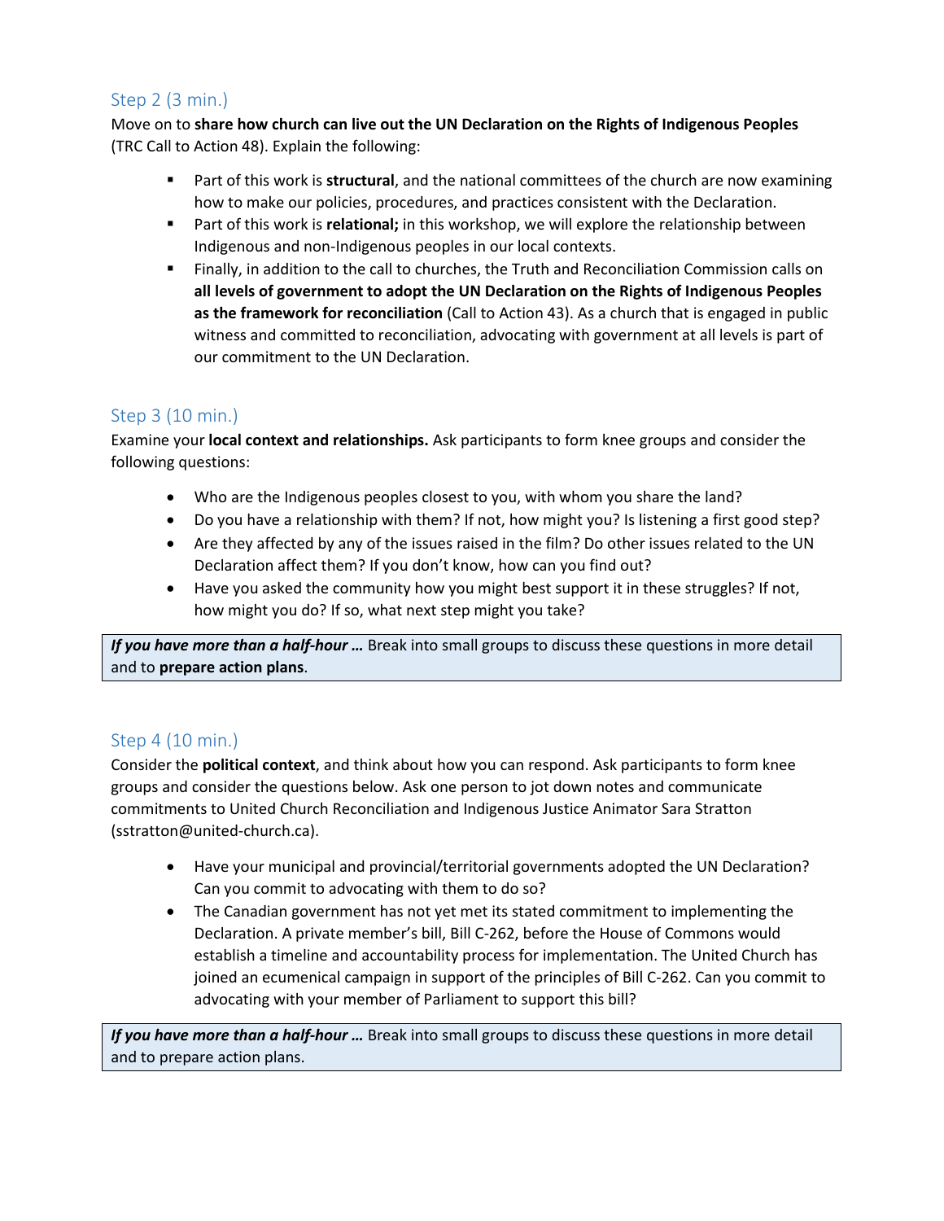## Step 2 (3 min.)

Move on to **share how church can live out the UN Declaration on the Rights of Indigenous Peoples** (TRC Call to Action 48). Explain the following:

- Part of this work is **structural**, and the national committees of the church are now examining how to make our policies, procedures, and practices consistent with the Declaration.
- Part of this work is **relational;** in this workshop, we will explore the relationship between Indigenous and non-Indigenous peoples in our local contexts.
- Finally, in addition to the call to churches, the Truth and Reconciliation Commission calls on **all levels of government to adopt the UN Declaration on the Rights of Indigenous Peoples as the framework for reconciliation** (Call to Action 43). As a church that is engaged in public witness and committed to reconciliation, advocating with government at all levels is part of our commitment to the UN Declaration.

## Step 3 (10 min.)

Examine your **local context and relationships.** Ask participants to form knee groups and consider the following questions:

- Who are the Indigenous peoples closest to you, with whom you share the land?
- Do you have a relationship with them? If not, how might you? Is listening a first good step?
- Are they affected by any of the issues raised in the film? Do other issues related to the UN Declaration affect them? If you don't know, how can you find out?
- Have you asked the community how you might best support it in these struggles? If not, how might you do? If so, what next step might you take?

> ***If you have more than a half-hour …*** Break into small groups to discuss these questions in more detail and to **prepare action plans**.

## Step 4 (10 min.)

Consider the **political context**, and think about how you can respond. Ask participants to form knee groups and consider the questions below. Ask one person to jot down notes and communicate commitments to United Church Reconciliation and Indigenous Justice Animator Sara Stratton (sstratton@united-church.ca).

- Have your municipal and provincial/territorial governments adopted the UN Declaration? Can you commit to advocating with them to do so?
- The Canadian government has not yet met its stated commitment to implementing the Declaration. A private member's bill, Bill C-262, before the House of Commons would establish a timeline and accountability process for implementation. The United Church has joined an ecumenical campaign in support of the principles of Bill C-262. Can you commit to advocating with your member of Parliament to support this bill?

> ***If you have more than a half-hour …*** Break into small groups to discuss these questions in more detail and to prepare action plans.